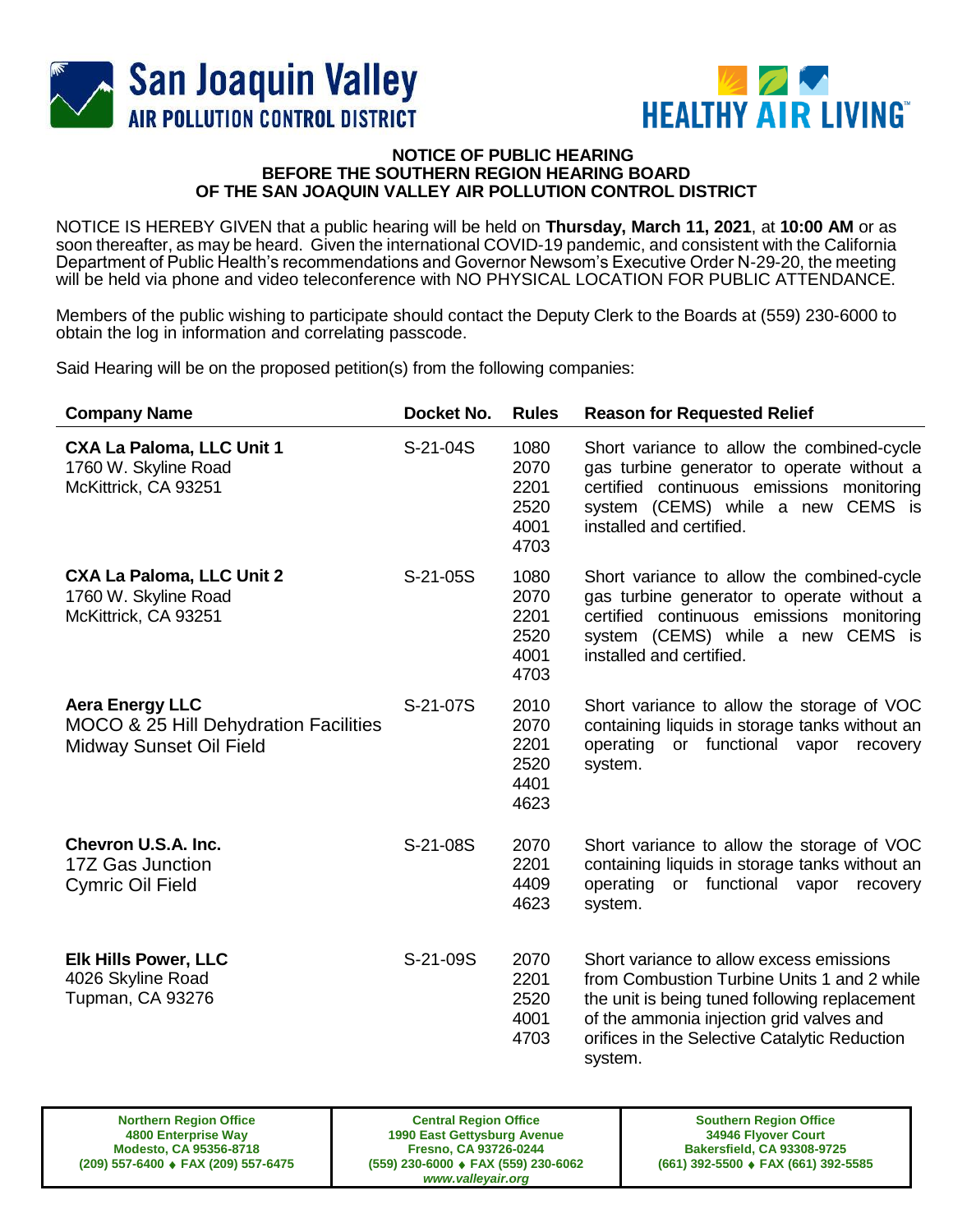San Joaquin Valley
AIR POLLUTION CONTROL DISTRICT

HEALTHY AIR LIVING™

# NOTICE OF PUBLIC HEARING
## BEFORE THE SOUTHERN REGION HEARING BOARD
## OF THE SAN JOAQUIN VALLEY AIR POLLUTION CONTROL DISTRICT

NOTICE IS HEREBY GIVEN that a public hearing will be held on **Thursday, March 11, 2021**, at **10:00 AM** or as soon thereafter, as may be heard. Given the international COVID-19 pandemic, and consistent with the California Department of Public Health's recommendations and Governor Newsom's Executive Order N-29-20, the meeting will be held via phone and video teleconference with NO PHYSICAL LOCATION FOR PUBLIC ATTENDANCE.

Members of the public wishing to participate should contact the Deputy Clerk to the Boards at (559) 230-6000 to obtain the log in information and correlating passcode.

Said Hearing will be on the proposed petition(s) from the following companies:

| Company Name | Docket No. | Rules | Reason for Requested Relief |
|---|---|---|---|
| **CXA La Paloma, LLC Unit 1**<br>1760 W. Skyline Road<br>McKittrick, CA 93251 | S-21-04S | 1080<br>2070<br>2201<br>2520<br>4001<br>4703 | Short variance to allow the combined-cycle gas turbine generator to operate without a certified continuous emissions monitoring system (CEMS) while a new CEMS is installed and certified. |
| **CXA La Paloma, LLC Unit 2**<br>1760 W. Skyline Road<br>McKittrick, CA 93251 | S-21-05S | 1080<br>2070<br>2201<br>2520<br>4001<br>4703 | Short variance to allow the combined-cycle gas turbine generator to operate without a certified continuous emissions monitoring system (CEMS) while a new CEMS is installed and certified. |
| **Aera Energy LLC**<br>MOCO & 25 Hill Dehydration Facilities<br>Midway Sunset Oil Field | S-21-07S | 2010<br>2070<br>2201<br>2520<br>4401<br>4623 | Short variance to allow the storage of VOC containing liquids in storage tanks without an operating or functional vapor recovery system. |
| **Chevron U.S.A. Inc.**<br>17Z Gas Junction<br>Cymric Oil Field | S-21-08S | 2070<br>2201<br>4409<br>4623 | Short variance to allow the storage of VOC containing liquids in storage tanks without an operating or functional vapor recovery system. |
| **Elk Hills Power, LLC**<br>4026 Skyline Road<br>Tupman, CA 93276 | S-21-09S | 2070<br>2201<br>2520<br>4001<br>4703 | Short variance to allow excess emissions from Combustion Turbine Units 1 and 2 while the unit is being tuned following replacement of the ammonia injection grid valves and orifices in the Selective Catalytic Reduction system. |

| Northern Region Office | Central Region Office | Southern Region Office |
|---|---|---|
| 4800 Enterprise Way<br>Modesto, CA 95356-8718<br>(209) 557-6400 ♦ FAX (209) 557-6475 | 1990 East Gettysburg Avenue<br>Fresno, CA 93726-0244<br>(559) 230-6000 ♦ FAX (559) 230-6062<br>*www.valleyair.org* | 34946 Flyover Court<br>Bakersfield, CA 93308-9725<br>(661) 392-5500 ♦ FAX (661) 392-5585 |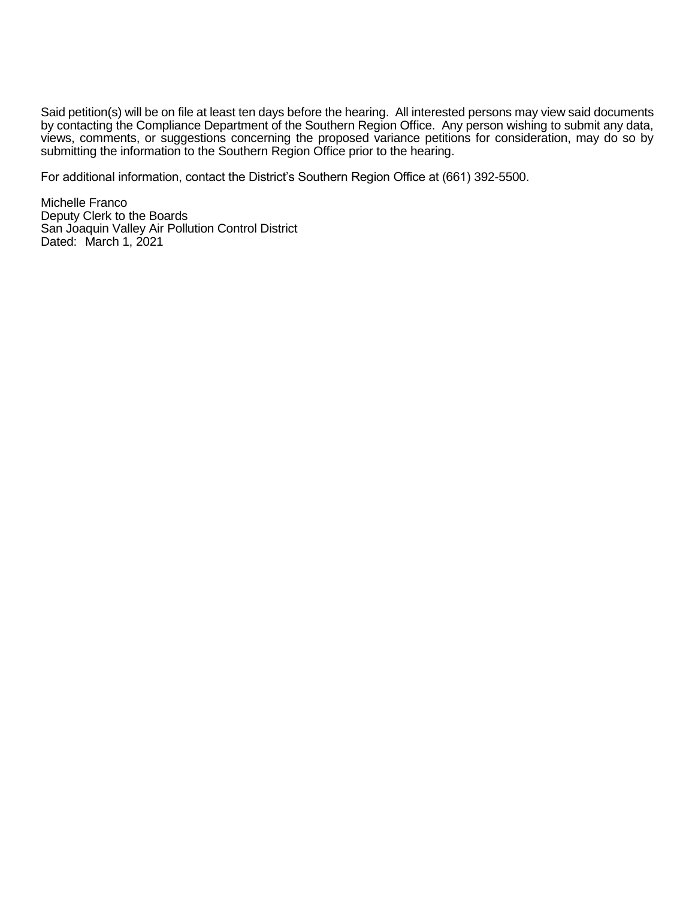Said petition(s) will be on file at least ten days before the hearing. All interested persons may view said documents by contacting the Compliance Department of the Southern Region Office. Any person wishing to submit any data, views, comments, or suggestions concerning the proposed variance petitions for consideration, may do so by submitting the information to the Southern Region Office prior to the hearing.

For additional information, contact the District's Southern Region Office at (661) 392-5500.

Michelle Franco
Deputy Clerk to the Boards
San Joaquin Valley Air Pollution Control District
Dated: March 1, 2021